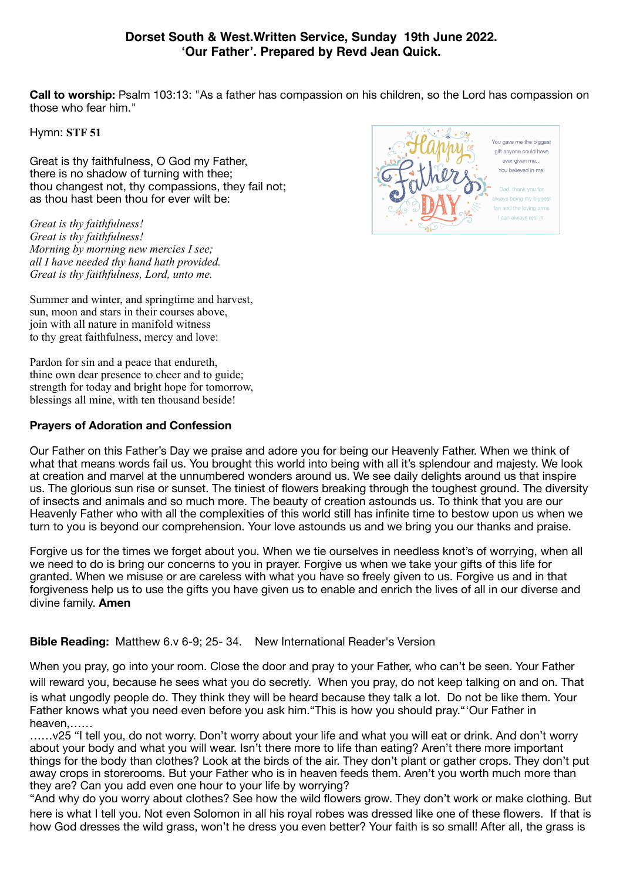**Dorset South & West.Written Service, Sunday 19th June 2022.**
**'Our Father'. Prepared by Revd Jean Quick.**

**Call to worship:** Psalm 103:13: "As a father has compassion on his children, so the Lord has compassion on those who fear him."

Hymn: **STF 51**

Great is thy faithfulness, O God my Father,
there is no shadow of turning with thee;
thou changest not, thy compassions, they fail not;
as thou hast been thou for ever wilt be:

*Great is thy faithfulness!*
*Great is thy faithfulness!*
*Morning by morning new mercies I see;*
*all I have needed thy hand hath provided.*
*Great is thy faithfulness, Lord, unto me.*

Summer and winter, and springtime and harvest,
sun, moon and stars in their courses above,
join with all nature in manifold witness
to thy great faithfulness, mercy and love:

Pardon for sin and a peace that endureth,
thine own dear presence to cheer and to guide;
strength for today and bright hope for tomorrow,
blessings all mine, with ten thousand beside!

**Prayers of Adoration and Confession**

Our Father on this Father's Day we praise and adore you for being our Heavenly Father. When we think of what that means words fail us. You brought this world into being with all it's splendour and majesty. We look at creation and marvel at the unnumbered wonders around us. We see daily delights around us that inspire us. The glorious sun rise or sunset. The tiniest of flowers breaking through the toughest ground. The diversity of insects and animals and so much more. The beauty of creation astounds us. To think that you are our Heavenly Father who with all the complexities of this world still has infinite time to bestow upon us when we turn to you is beyond our comprehension. Your love astounds us and we bring you our thanks and praise.

Forgive us for the times we forget about you. When we tie ourselves in needless knot's of worrying, when all we need to do is bring our concerns to you in prayer. Forgive us when we take your gifts of this life for granted. When we misuse or are careless with what you have so freely given to us. Forgive us and in that forgiveness help us to use the gifts you have given us to enable and enrich the lives of all in our diverse and divine family. **Amen**

**Bible Reading:** Matthew 6.v 6-9; 25- 34. New International Reader's Version

When you pray, go into your room. Close the door and pray to your Father, who can't be seen. Your Father will reward you, because he sees what you do secretly. When you pray, do not keep talking on and on. That is what ungodly people do. They think they will be heard because they talk a lot. Do not be like them. Your Father knows what you need even before you ask him."This is how you should pray."'Our Father in heaven,……

……v25 "I tell you, do not worry. Don't worry about your life and what you will eat or drink. And don't worry about your body and what you will wear. Isn't there more to life than eating? Aren't there more important things for the body than clothes? Look at the birds of the air. They don't plant or gather crops. They don't put away crops in storerooms. But your Father who is in heaven feeds them. Aren't you worth much more than they are? Can you add even one hour to your life by worrying?

"And why do you worry about clothes? See how the wild flowers grow. They don't work or make clothing. But here is what I tell you. Not even Solomon in all his royal robes was dressed like one of these flowers. If that is how God dresses the wild grass, won't he dress you even better? Your faith is so small! After all, the grass is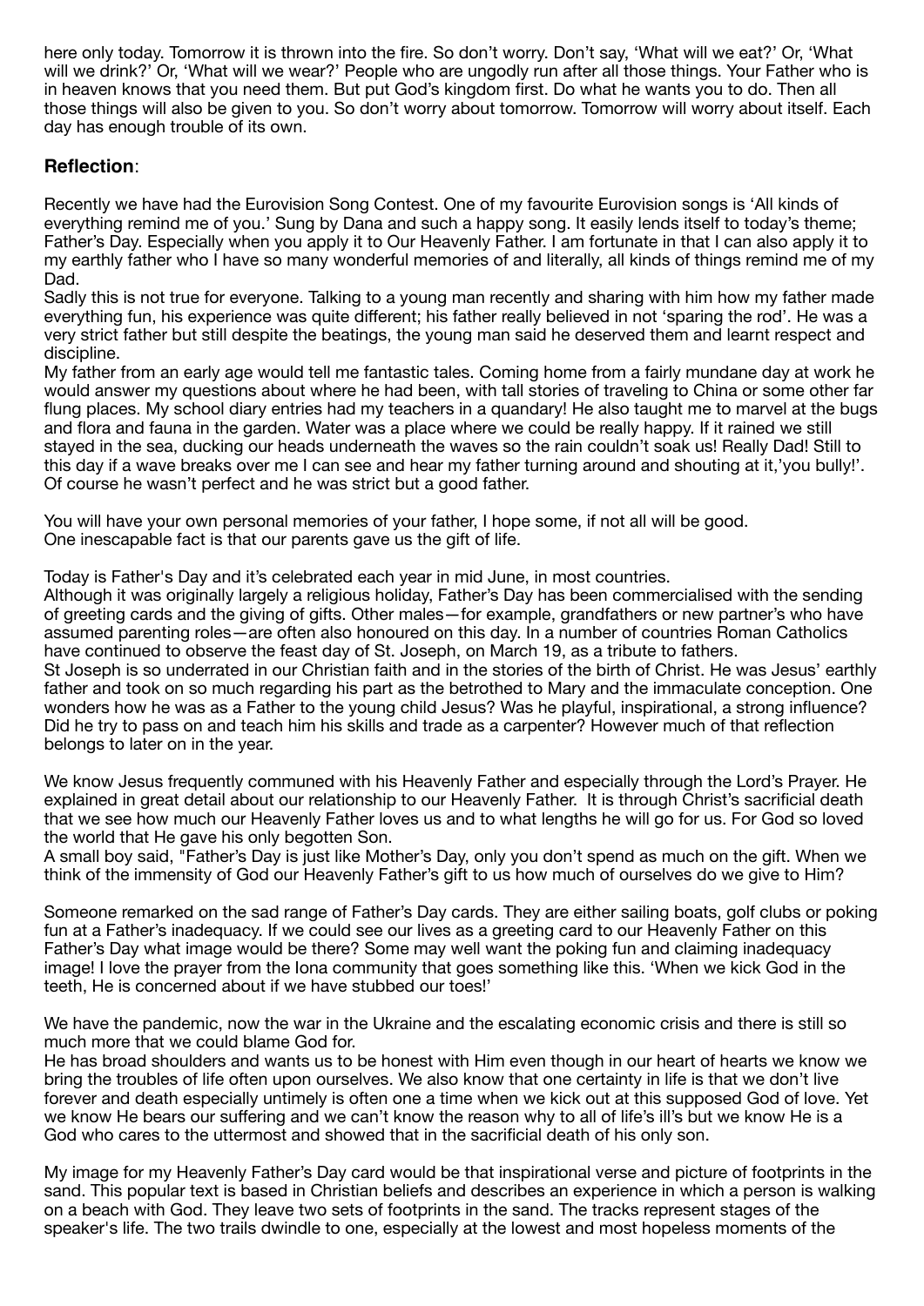here only today. Tomorrow it is thrown into the fire. So don't worry. Don't say, 'What will we eat?' Or, 'What will we drink?' Or, 'What will we wear?' People who are ungodly run after all those things. Your Father who is in heaven knows that you need them. But put God's kingdom first. Do what he wants you to do. Then all those things will also be given to you. So don't worry about tomorrow. Tomorrow will worry about itself. Each day has enough trouble of its own.

### **Reflection**:

Recently we have had the Eurovision Song Contest. One of my favourite Eurovision songs is 'All kinds of everything remind me of you.' Sung by Dana and such a happy song. It easily lends itself to today's theme; Father's Day. Especially when you apply it to Our Heavenly Father. I am fortunate in that I can also apply it to my earthly father who I have so many wonderful memories of and literally, all kinds of things remind me of my Dad.

Sadly this is not true for everyone. Talking to a young man recently and sharing with him how my father made everything fun, his experience was quite different; his father really believed in not 'sparing the rod'. He was a very strict father but still despite the beatings, the young man said he deserved them and learnt respect and discipline.

My father from an early age would tell me fantastic tales. Coming home from a fairly mundane day at work he would answer my questions about where he had been, with tall stories of traveling to China or some other far flung places. My school diary entries had my teachers in a quandary! He also taught me to marvel at the bugs and flora and fauna in the garden. Water was a place where we could be really happy. If it rained we still stayed in the sea, ducking our heads underneath the waves so the rain couldn't soak us! Really Dad! Still to this day if a wave breaks over me I can see and hear my father turning around and shouting at it,'you bully!'. Of course he wasn't perfect and he was strict but a good father.

You will have your own personal memories of your father, I hope some, if not all will be good.
One inescapable fact is that our parents gave us the gift of life.

Today is Father's Day and it's celebrated each year in mid June, in most countries.
Although it was originally largely a religious holiday, Father's Day has been commercialised with the sending of greeting cards and the giving of gifts. Other males—for example, grandfathers or new partner's who have assumed parenting roles—are often also honoured on this day. In a number of countries Roman Catholics have continued to observe the feast day of St. Joseph, on March 19, as a tribute to fathers.
St Joseph is so underrated in our Christian faith and in the stories of the birth of Christ. He was Jesus' earthly father and took on so much regarding his part as the betrothed to Mary and the immaculate conception. One wonders how he was as a Father to the young child Jesus? Was he playful, inspirational, a strong influence? Did he try to pass on and teach him his skills and trade as a carpenter? However much of that reflection belongs to later on in the year.

We know Jesus frequently communed with his Heavenly Father and especially through the Lord's Prayer. He explained in great detail about our relationship to our Heavenly Father. It is through Christ's sacrificial death that we see how much our Heavenly Father loves us and to what lengths he will go for us. For God so loved the world that He gave his only begotten Son.
A small boy said, "Father's Day is just like Mother's Day, only you don't spend as much on the gift. When we think of the immensity of God our Heavenly Father's gift to us how much of ourselves do we give to Him?

Someone remarked on the sad range of Father's Day cards. They are either sailing boats, golf clubs or poking fun at a Father's inadequacy. If we could see our lives as a greeting card to our Heavenly Father on this Father's Day what image would be there? Some may well want the poking fun and claiming inadequacy image! I love the prayer from the Iona community that goes something like this. 'When we kick God in the teeth, He is concerned about if we have stubbed our toes!'

We have the pandemic, now the war in the Ukraine and the escalating economic crisis and there is still so much more that we could blame God for.
He has broad shoulders and wants us to be honest with Him even though in our heart of hearts we know we bring the troubles of life often upon ourselves. We also know that one certainty in life is that we don't live forever and death especially untimely is often one a time when we kick out at this supposed God of love. Yet we know He bears our suffering and we can't know the reason why to all of life's ill's but we know He is a God who cares to the uttermost and showed that in the sacrificial death of his only son.

My image for my Heavenly Father's Day card would be that inspirational verse and picture of footprints in the sand. This popular text is based in Christian beliefs and describes an experience in which a person is walking on a beach with God. They leave two sets of footprints in the sand. The tracks represent stages of the speaker's life. The two trails dwindle to one, especially at the lowest and most hopeless moments of the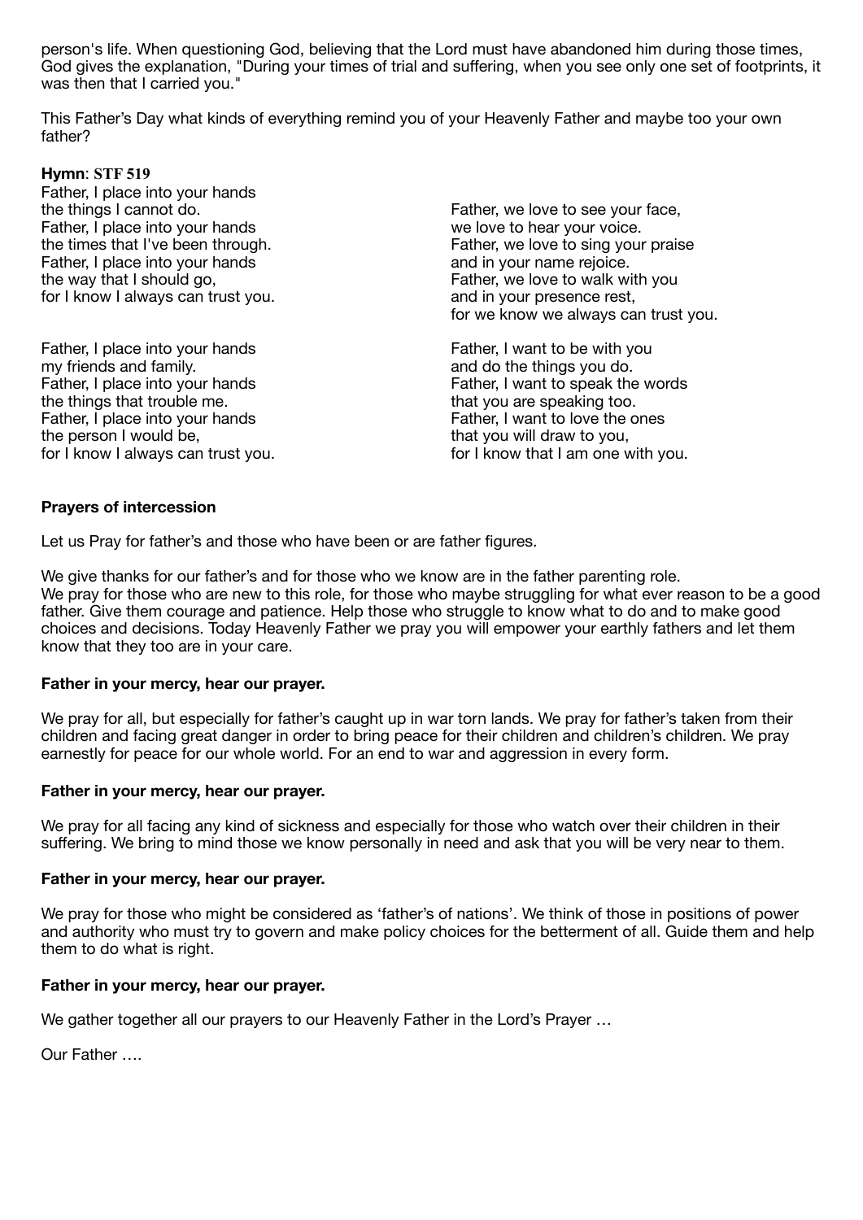person's life. When questioning God, believing that the Lord must have abandoned him during those times, God gives the explanation, "During your times of trial and suffering, when you see only one set of footprints, it was then that I carried you."

This Father's Day what kinds of everything remind you of your Heavenly Father and maybe too your own father?

**Hymn**: **STF 519**

Father, I place into your hands
the things I cannot do.
Father, I place into your hands
the times that I've been through.
Father, I place into your hands
the way that I should go,
for I know I always can trust you.

Father, I place into your hands
my friends and family.
Father, I place into your hands
the things that trouble me.
Father, I place into your hands
the person I would be,
for I know I always can trust you.

Father, we love to see your face,
we love to hear your voice.
Father, we love to sing your praise
and in your name rejoice.
Father, we love to walk with you
and in your presence rest,
for we know we always can trust you.

Father, I want to be with you
and do the things you do.
Father, I want to speak the words
that you are speaking too.
Father, I want to love the ones
that you will draw to you,
for I know that I am one with you.

**Prayers of intercession**

Let us Pray for father's and those who have been or are father figures.

We give thanks for our father's and for those who we know are in the father parenting role.
We pray for those who are new to this role, for those who maybe struggling for what ever reason to be a good father. Give them courage and patience. Help those who struggle to know what to do and to make good choices and decisions. Today Heavenly Father we pray you will empower your earthly fathers and let them know that they too are in your care.

**Father in your mercy, hear our prayer.**

We pray for all, but especially for father's caught up in war torn lands. We pray for father's taken from their children and facing great danger in order to bring peace for their children and children's children. We pray earnestly for peace for our whole world. For an end to war and aggression in every form.

**Father in your mercy, hear our prayer.**

We pray for all facing any kind of sickness and especially for those who watch over their children in their suffering. We bring to mind those we know personally in need and ask that you will be very near to them.

**Father in your mercy, hear our prayer.**

We pray for those who might be considered as 'father's of nations'. We think of those in positions of power and authority who must try to govern and make policy choices for the betterment of all. Guide them and help them to do what is right.

**Father in your mercy, hear our prayer.**

We gather together all our prayers to our Heavenly Father in the Lord's Prayer …

Our Father ….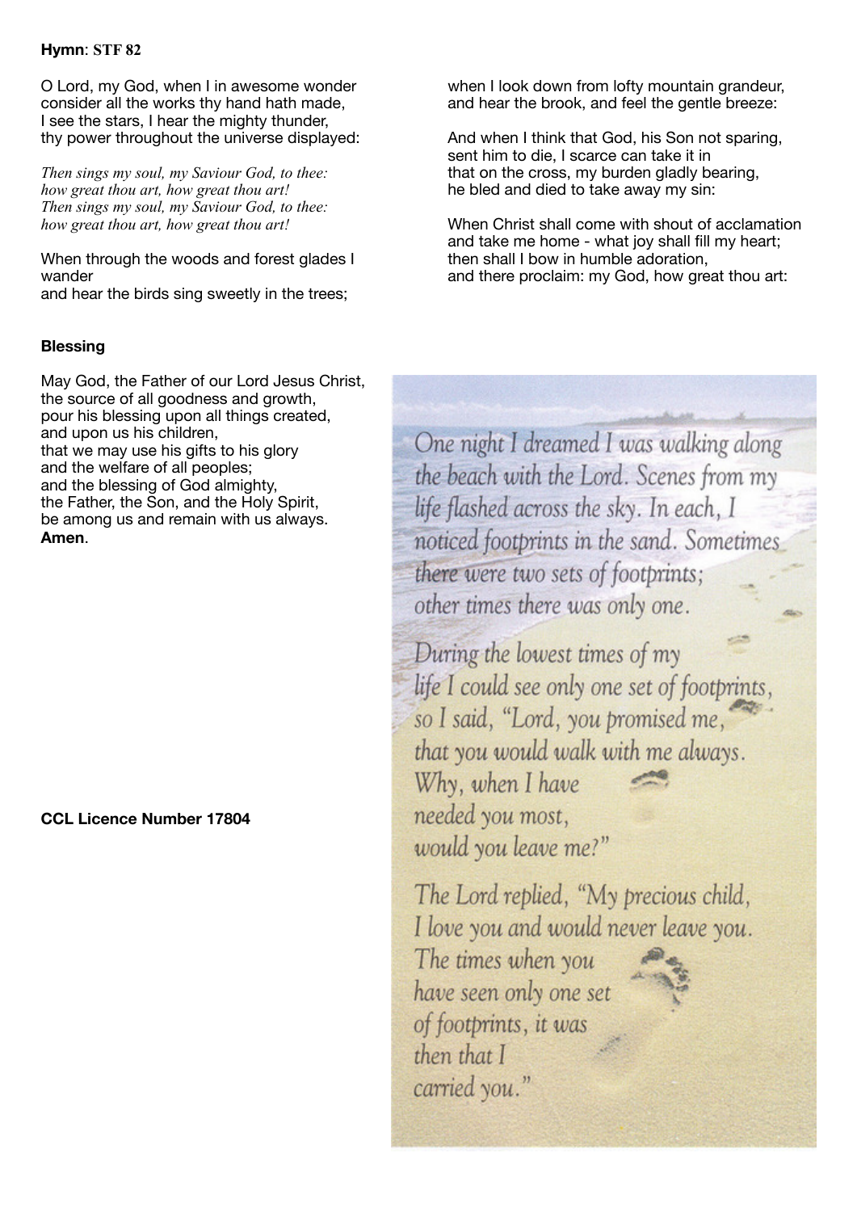**Hymn**: **STF 82**

O Lord, my God, when I in awesome wonder
consider all the works thy hand hath made,
I see the stars, I hear the mighty thunder,
thy power throughout the universe displayed:

*Then sings my soul, my Saviour God, to thee:*
*how great thou art, how great thou art!*
*Then sings my soul, my Saviour God, to thee:*
*how great thou art, how great thou art!*

When through the woods and forest glades I wander
and hear the birds sing sweetly in the trees;
when I look down from lofty mountain grandeur,
and hear the brook, and feel the gentle breeze:

And when I think that God, his Son not sparing,
sent him to die, I scarce can take it in
that on the cross, my burden gladly bearing,
he bled and died to take away my sin:

When Christ shall come with shout of acclamation
and take me home - what joy shall fill my heart;
then shall I bow in humble adoration,
and there proclaim: my God, how great thou art:

**Blessing**

May God, the Father of our Lord Jesus Christ,
the source of all goodness and growth,
pour his blessing upon all things created,
and upon us his children,
that we may use his gifts to his glory
and the welfare of all peoples;
and the blessing of God almighty,
the Father, the Son, and the Holy Spirit,
be among us and remain with us always.
**Amen**.

**CCL Licence Number 17804**

*One night I dreamed I was walking along the beach with the Lord. Scenes from my life flashed across the sky. In each, I noticed footprints in the sand. Sometimes there were two sets of footprints; other times there was only one.*

*During the lowest times of my life I could see only one set of footprints, so I said, "Lord, you promised me, that you would walk with me always. Why, when I have needed you most, would you leave me?"*

*The Lord replied, "My precious child, I love you and would never leave you. The times when you have seen only one set of footprints, it was then that I carried you."*